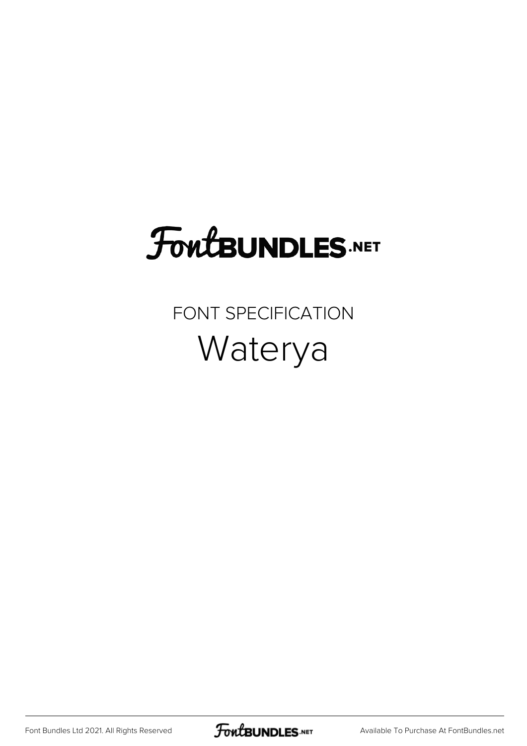# FontBUNDLES.NET

FONT SPECIFICATION

## Waterya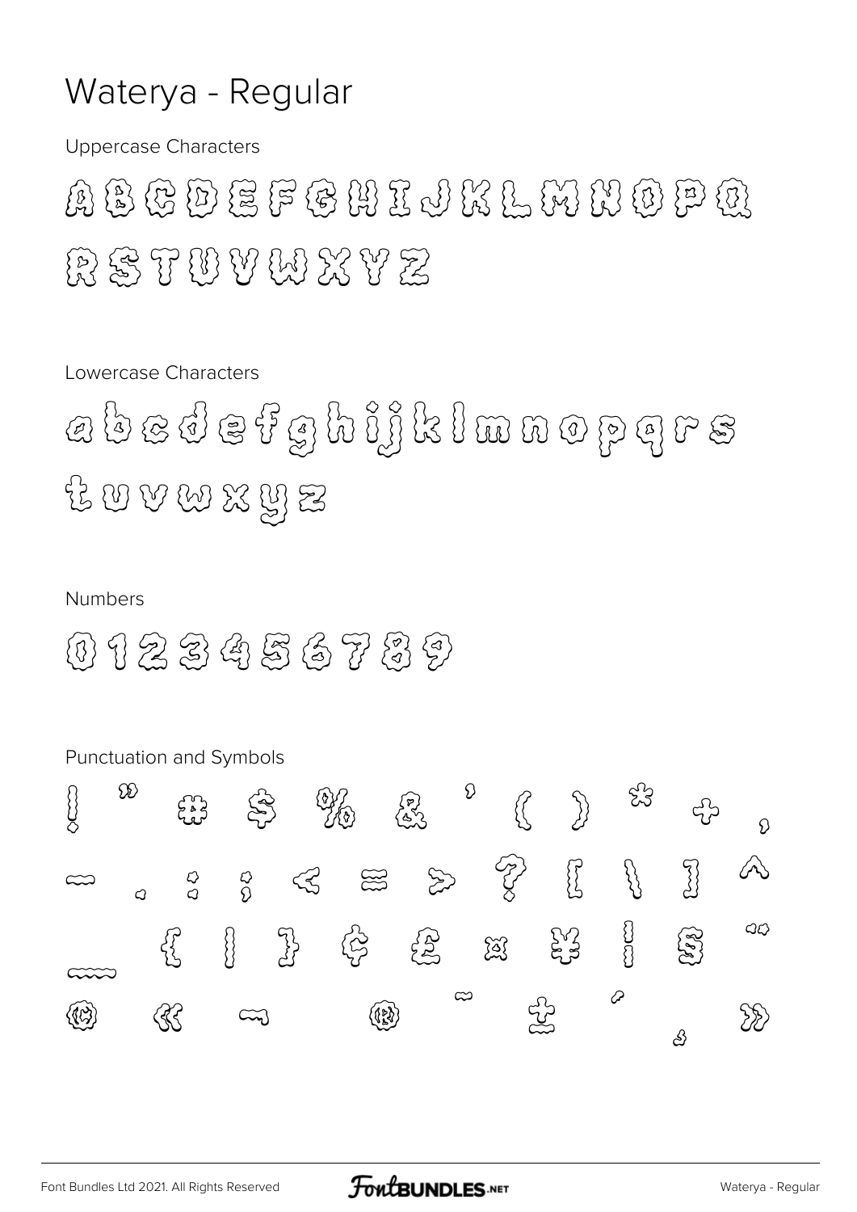# Waterya - Regular

Uppercase Characters

A B C D E F G H I J K L M N O P Q
R S T U V W X Y Z

Lowercase Characters

a b c d e f g h i j k l m n o p q r s
t u v w x y z

Numbers

0 1 2 3 4 5 6 7 8 9

Punctuation and Symbols

! " # $ % & ' ( ) * + ,
- . : ; < = > ? [ \ ] ^
_ { | } ¢ £ ¤ ¥ ¦ § ¨
© « ¬ ® ¯ ± ´ ¸ »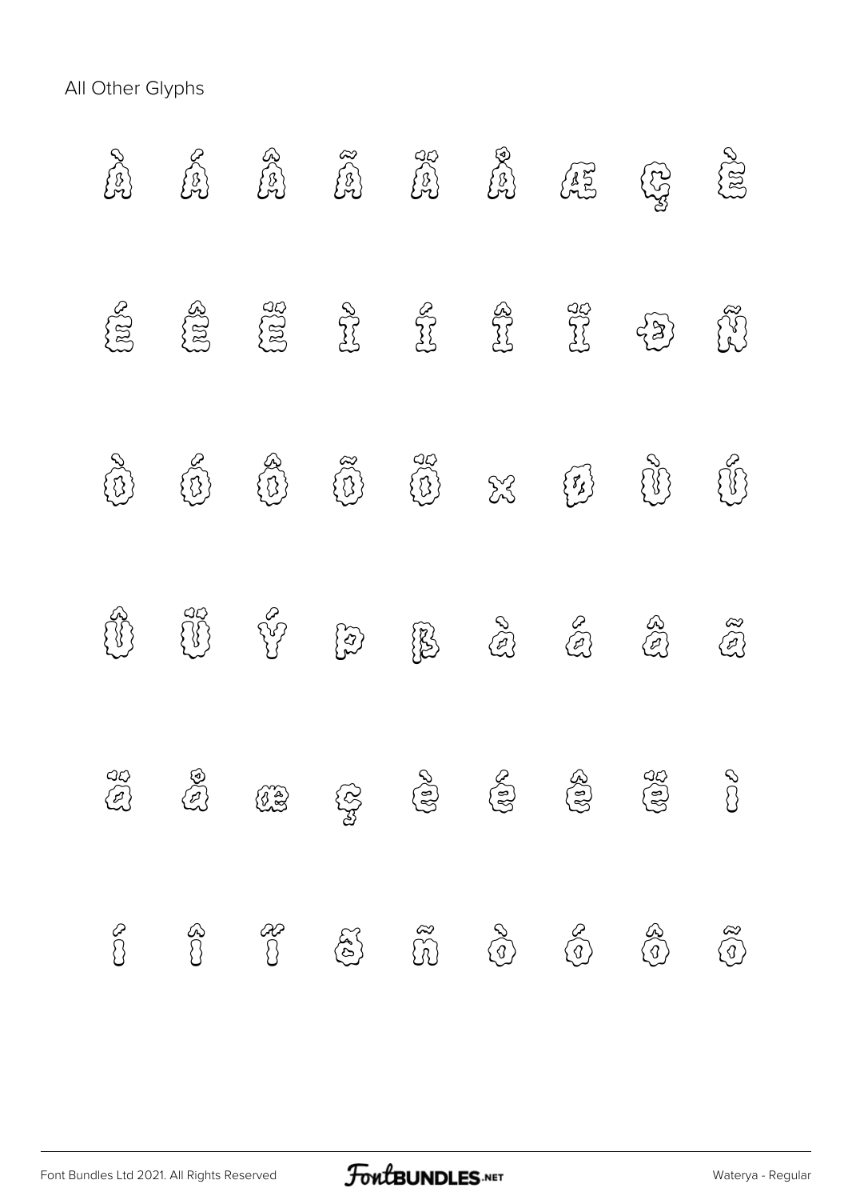All Other Glyphs

À Á Â Ã Ä Å Æ Ç È

É Ê Ë Ì Í Î Ï Ð Ñ

Ò Ó Ô Õ Ö × Ø Ù Ú

Û Ü Ý Þ ß à á â ã

ä å æ ç è é ê ë ì

í î ï ð ñ ò ó ô õ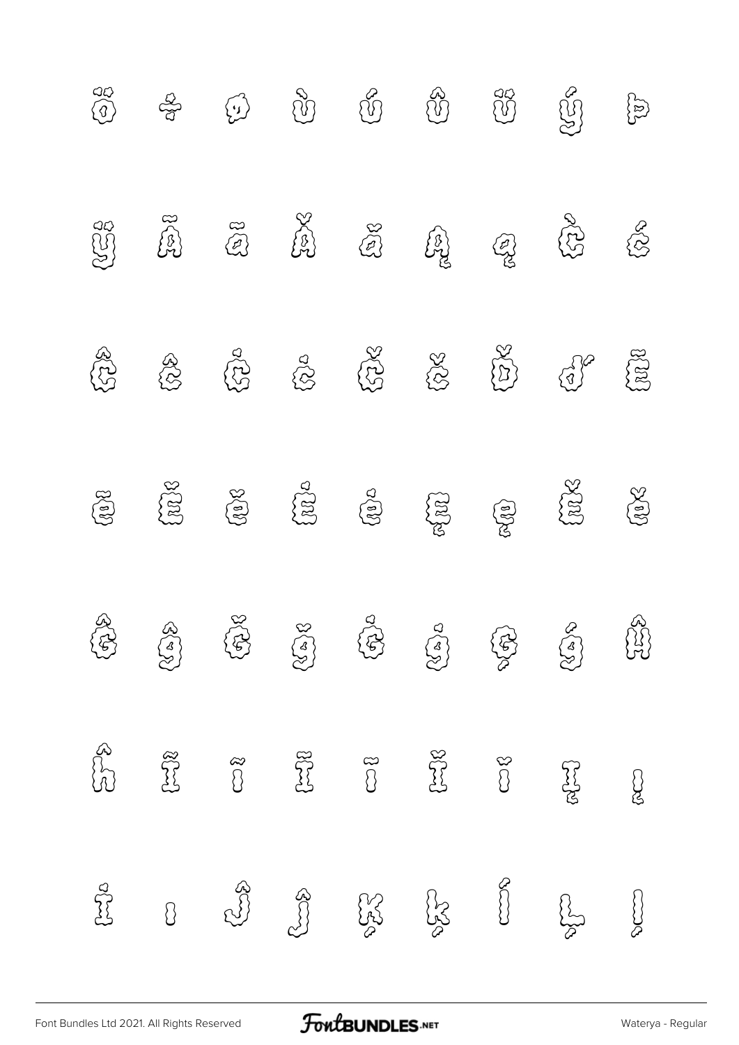ö ÷ ø ù ú û ü ý þ

ÿ Ā ā Ă ă Ą ą Ć ć

Ĉ ĉ Ċ ċ Č č Ď ď Ē

ē Ĕ ĕ Ė ė Ę ę Ě ě

Ĝ ĝ Ğ ğ Ġ ġ Ģ ģ Ĥ

ĥ Ĩ ĩ Ī ī Ĭ ĭ Į į

İ ı Ĵ ĵ Ķ ķ ĺ Ļ ļ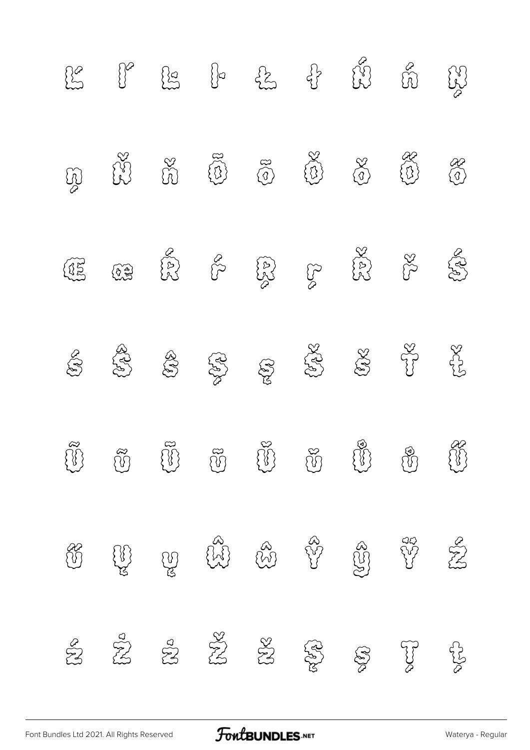Ľ ľ Ŀ ŀ Ł ł Ń ń Ņ

ņ Ň ň Ō ō Ŏ ŏ Ő ő

Œ œ Ŕ ŕ Ŗ ŗ Ř ř Ś

ś Ŝ ŝ Ş ş Š š Ť ť

Ũ ũ Ū ū Ŭ ŭ Ů ů Ű

ű Ų ų Ŵ ŵ Ŷ ŷ Ÿ Ź

ź Ż ż Ž ž Ș ș Ț ț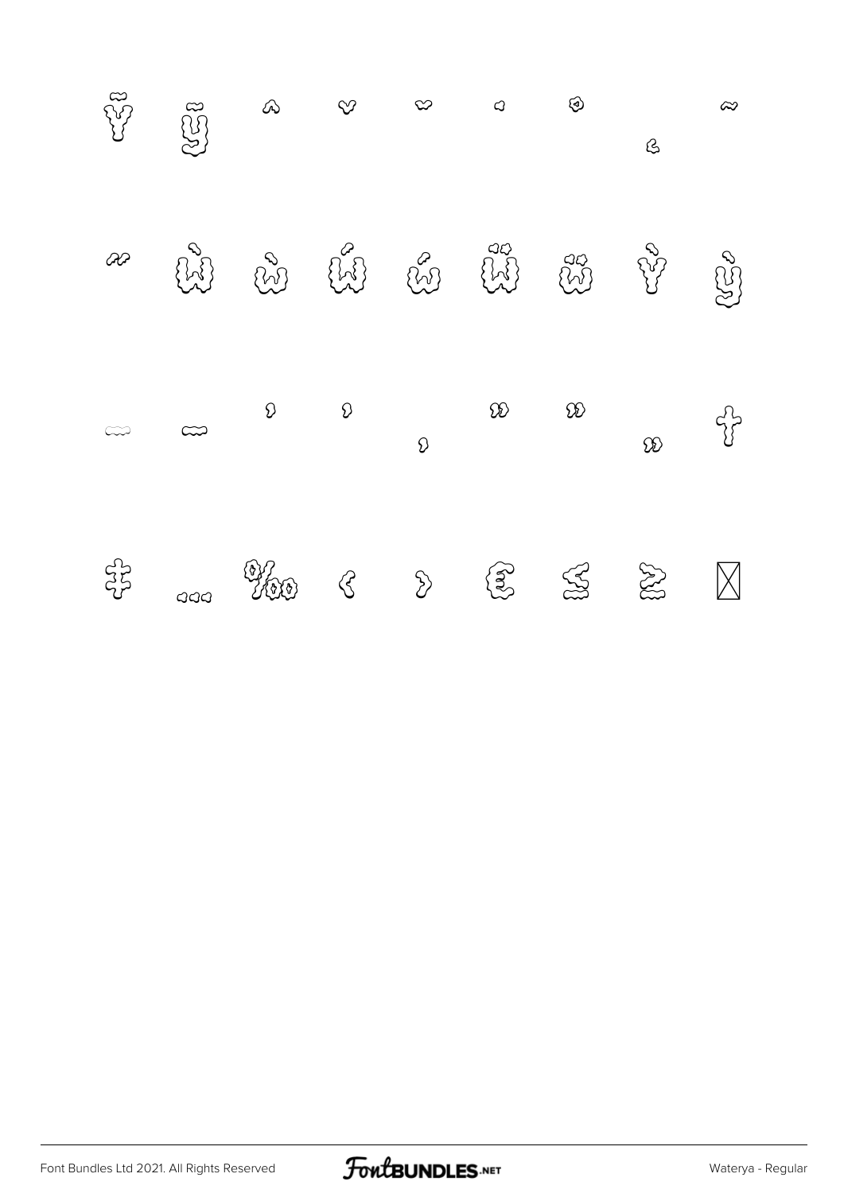Ÿ ÿ ˆ ˇ ˘ ˙ ˚ ˛ ˜

˝ Ẁ ẁ Ẃ ẃ Ẅ ẅ Ỳ ỳ

– — ‘ ’ ‚ “ ” „ †

‡ … ‰ ‹ › € ≤ ≥ ⊠